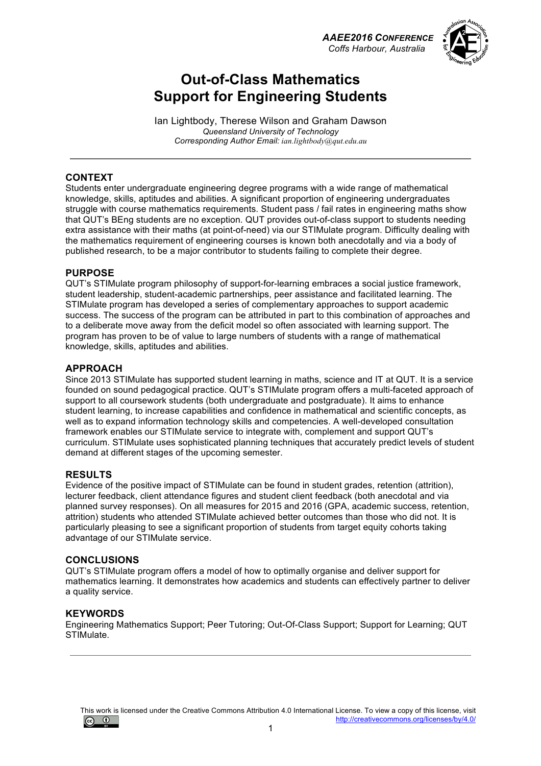# Out-of-Class Mathematics Support for Engineering Students

Ian Lightbody, Therese Wilson and Graham Dawson
*Queensland University of Technology*
*Corresponding Author Email: ian.lightbody@qut.edu.au*

---

## CONTEXT

Students enter undergraduate engineering degree programs with a wide range of mathematical knowledge, skills, aptitudes and abilities. A significant proportion of engineering undergraduates struggle with course mathematics requirements. Student pass / fail rates in engineering maths show that QUT's BEng students are no exception. QUT provides out-of-class support to students needing extra assistance with their maths (at point-of-need) via our STIMulate program. Difficulty dealing with the mathematics requirement of engineering courses is known both anecdotally and via a body of published research, to be a major contributor to students failing to complete their degree.

## PURPOSE

QUT's STIMulate program philosophy of support-for-learning embraces a social justice framework, student leadership, student-academic partnerships, peer assistance and facilitated learning. The STIMulate program has developed a series of complementary approaches to support academic success. The success of the program can be attributed in part to this combination of approaches and to a deliberate move away from the deficit model so often associated with learning support. The program has proven to be of value to large numbers of students with a range of mathematical knowledge, skills, aptitudes and abilities.

## APPROACH

Since 2013 STIMulate has supported student learning in maths, science and IT at QUT. It is a service founded on sound pedagogical practice. QUT's STIMulate program offers a multi-faceted approach of support to all coursework students (both undergraduate and postgraduate). It aims to enhance student learning, to increase capabilities and confidence in mathematical and scientific concepts, as well as to expand information technology skills and competencies. A well-developed consultation framework enables our STIMulate service to integrate with, complement and support QUT's curriculum. STIMulate uses sophisticated planning techniques that accurately predict levels of student demand at different stages of the upcoming semester.

## RESULTS

Evidence of the positive impact of STIMulate can be found in student grades, retention (attrition), lecturer feedback, client attendance figures and student client feedback (both anecdotal and via planned survey responses). On all measures for 2015 and 2016 (GPA, academic success, retention, attrition) students who attended STIMulate achieved better outcomes than those who did not. It is particularly pleasing to see a significant proportion of students from target equity cohorts taking advantage of our STIMulate service.

## CONCLUSIONS

QUT's STIMulate program offers a model of how to optimally organise and deliver support for mathematics learning. It demonstrates how academics and students can effectively partner to deliver a quality service.

## KEYWORDS

Engineering Mathematics Support; Peer Tutoring; Out-Of-Class Support; Support for Learning; QUT STIMulate.

---

This work is licensed under the Creative Commons Attribution 4.0 International License. To view a copy of this license, visit http://creativecommons.org/licenses/by/4.0/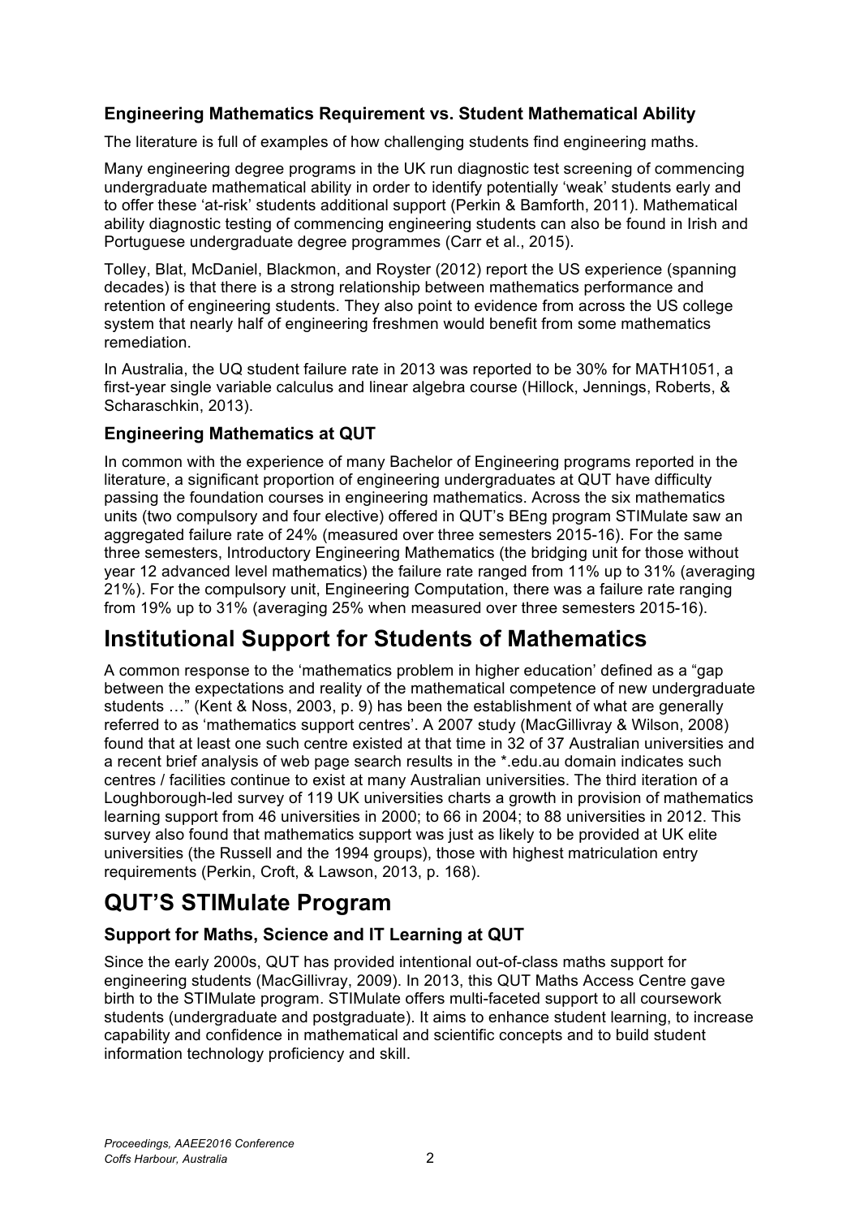### Engineering Mathematics Requirement vs. Student Mathematical Ability

The literature is full of examples of how challenging students find engineering maths.

Many engineering degree programs in the UK run diagnostic test screening of commencing undergraduate mathematical ability in order to identify potentially 'weak' students early and to offer these 'at-risk' students additional support (Perkin & Bamforth, 2011). Mathematical ability diagnostic testing of commencing engineering students can also be found in Irish and Portuguese undergraduate degree programmes (Carr et al., 2015).

Tolley, Blat, McDaniel, Blackmon, and Royster (2012) report the US experience (spanning decades) is that there is a strong relationship between mathematics performance and retention of engineering students. They also point to evidence from across the US college system that nearly half of engineering freshmen would benefit from some mathematics remediation.

In Australia, the UQ student failure rate in 2013 was reported to be 30% for MATH1051, a first-year single variable calculus and linear algebra course (Hillock, Jennings, Roberts, & Scharaschkin, 2013).

### Engineering Mathematics at QUT

In common with the experience of many Bachelor of Engineering programs reported in the literature, a significant proportion of engineering undergraduates at QUT have difficulty passing the foundation courses in engineering mathematics. Across the six mathematics units (two compulsory and four elective) offered in QUT's BEng program STIMulate saw an aggregated failure rate of 24% (measured over three semesters 2015-16). For the same three semesters, Introductory Engineering Mathematics (the bridging unit for those without year 12 advanced level mathematics) the failure rate ranged from 11% up to 31% (averaging 21%). For the compulsory unit, Engineering Computation, there was a failure rate ranging from 19% up to 31% (averaging 25% when measured over three semesters 2015-16).

## Institutional Support for Students of Mathematics

A common response to the 'mathematics problem in higher education' defined as a "gap between the expectations and reality of the mathematical competence of new undergraduate students …" (Kent & Noss, 2003, p. 9) has been the establishment of what are generally referred to as 'mathematics support centres'. A 2007 study (MacGillivray & Wilson, 2008) found that at least one such centre existed at that time in 32 of 37 Australian universities and a recent brief analysis of web page search results in the *.edu.au domain indicates such centres / facilities continue to exist at many Australian universities. The third iteration of a Loughborough-led survey of 119 UK universities charts a growth in provision of mathematics learning support from 46 universities in 2000; to 66 in 2004; to 88 universities in 2012. This survey also found that mathematics support was just as likely to be provided at UK elite universities (the Russell and the 1994 groups), those with highest matriculation entry requirements (Perkin, Croft, & Lawson, 2013, p. 168).

## QUT'S STIMulate Program

### Support for Maths, Science and IT Learning at QUT

Since the early 2000s, QUT has provided intentional out-of-class maths support for engineering students (MacGillivray, 2009). In 2013, this QUT Maths Access Centre gave birth to the STIMulate program. STIMulate offers multi-faceted support to all coursework students (undergraduate and postgraduate). It aims to enhance student learning, to increase capability and confidence in mathematical and scientific concepts and to build student information technology proficiency and skill.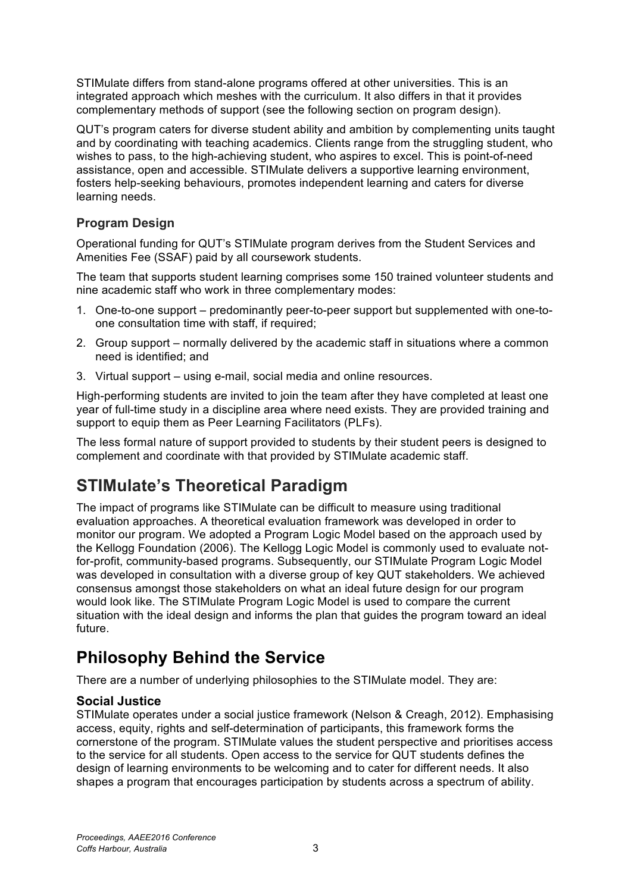STIMulate differs from stand-alone programs offered at other universities. This is an integrated approach which meshes with the curriculum. It also differs in that it provides complementary methods of support (see the following section on program design).

QUT's program caters for diverse student ability and ambition by complementing units taught and by coordinating with teaching academics. Clients range from the struggling student, who wishes to pass, to the high-achieving student, who aspires to excel. This is point-of-need assistance, open and accessible. STIMulate delivers a supportive learning environment, fosters help-seeking behaviours, promotes independent learning and caters for diverse learning needs.

### Program Design

Operational funding for QUT's STIMulate program derives from the Student Services and Amenities Fee (SSAF) paid by all coursework students.

The team that supports student learning comprises some 150 trained volunteer students and nine academic staff who work in three complementary modes:

1. One-to-one support – predominantly peer-to-peer support but supplemented with one-to-one consultation time with staff, if required;
2. Group support – normally delivered by the academic staff in situations where a common need is identified; and
3. Virtual support – using e-mail, social media and online resources.

High-performing students are invited to join the team after they have completed at least one year of full-time study in a discipline area where need exists. They are provided training and support to equip them as Peer Learning Facilitators (PLFs).

The less formal nature of support provided to students by their student peers is designed to complement and coordinate with that provided by STIMulate academic staff.

## STIMulate's Theoretical Paradigm

The impact of programs like STIMulate can be difficult to measure using traditional evaluation approaches. A theoretical evaluation framework was developed in order to monitor our program. We adopted a Program Logic Model based on the approach used by the Kellogg Foundation (2006). The Kellogg Logic Model is commonly used to evaluate not-for-profit, community-based programs. Subsequently, our STIMulate Program Logic Model was developed in consultation with a diverse group of key QUT stakeholders. We achieved consensus amongst those stakeholders on what an ideal future design for our program would look like. The STIMulate Program Logic Model is used to compare the current situation with the ideal design and informs the plan that guides the program toward an ideal future.

## Philosophy Behind the Service

There are a number of underlying philosophies to the STIMulate model. They are:

### Social Justice

STIMulate operates under a social justice framework (Nelson & Creagh, 2012). Emphasising access, equity, rights and self-determination of participants, this framework forms the cornerstone of the program. STIMulate values the student perspective and prioritises access to the service for all students. Open access to the service for QUT students defines the design of learning environments to be welcoming and to cater for different needs. It also shapes a program that encourages participation by students across a spectrum of ability.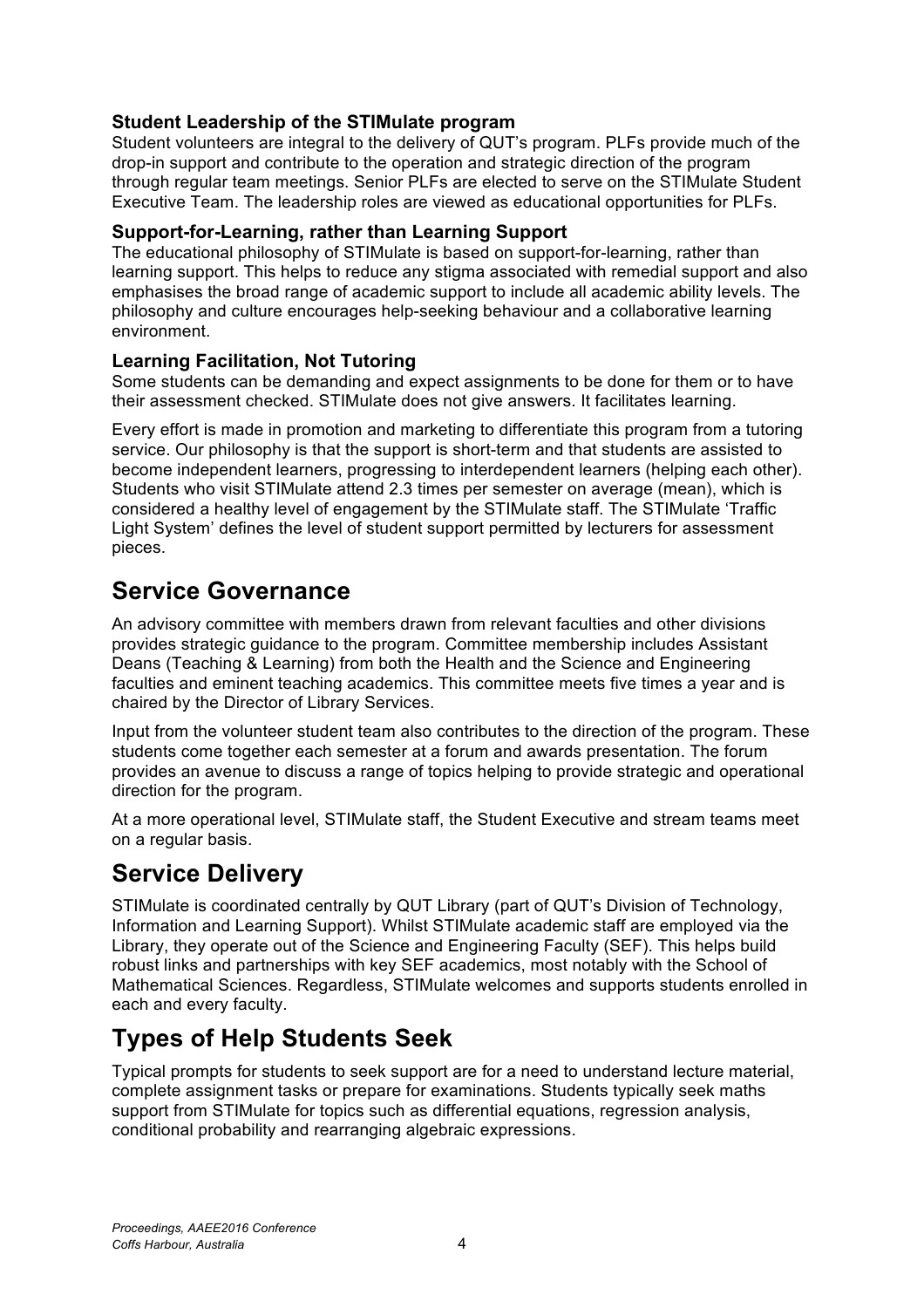### Student Leadership of the STIMulate program

Student volunteers are integral to the delivery of QUT's program. PLFs provide much of the drop-in support and contribute to the operation and strategic direction of the program through regular team meetings. Senior PLFs are elected to serve on the STIMulate Student Executive Team. The leadership roles are viewed as educational opportunities for PLFs.

### Support-for-Learning, rather than Learning Support

The educational philosophy of STIMulate is based on support-for-learning, rather than learning support. This helps to reduce any stigma associated with remedial support and also emphasises the broad range of academic support to include all academic ability levels. The philosophy and culture encourages help-seeking behaviour and a collaborative learning environment.

### Learning Facilitation, Not Tutoring

Some students can be demanding and expect assignments to be done for them or to have their assessment checked. STIMulate does not give answers. It facilitates learning.

Every effort is made in promotion and marketing to differentiate this program from a tutoring service. Our philosophy is that the support is short-term and that students are assisted to become independent learners, progressing to interdependent learners (helping each other). Students who visit STIMulate attend 2.3 times per semester on average (mean), which is considered a healthy level of engagement by the STIMulate staff. The STIMulate 'Traffic Light System' defines the level of student support permitted by lecturers for assessment pieces.

## Service Governance

An advisory committee with members drawn from relevant faculties and other divisions provides strategic guidance to the program. Committee membership includes Assistant Deans (Teaching & Learning) from both the Health and the Science and Engineering faculties and eminent teaching academics. This committee meets five times a year and is chaired by the Director of Library Services.

Input from the volunteer student team also contributes to the direction of the program. These students come together each semester at a forum and awards presentation. The forum provides an avenue to discuss a range of topics helping to provide strategic and operational direction for the program.

At a more operational level, STIMulate staff, the Student Executive and stream teams meet on a regular basis.

## Service Delivery

STIMulate is coordinated centrally by QUT Library (part of QUT's Division of Technology, Information and Learning Support). Whilst STIMulate academic staff are employed via the Library, they operate out of the Science and Engineering Faculty (SEF). This helps build robust links and partnerships with key SEF academics, most notably with the School of Mathematical Sciences. Regardless, STIMulate welcomes and supports students enrolled in each and every faculty.

## Types of Help Students Seek

Typical prompts for students to seek support are for a need to understand lecture material, complete assignment tasks or prepare for examinations. Students typically seek maths support from STIMulate for topics such as differential equations, regression analysis, conditional probability and rearranging algebraic expressions.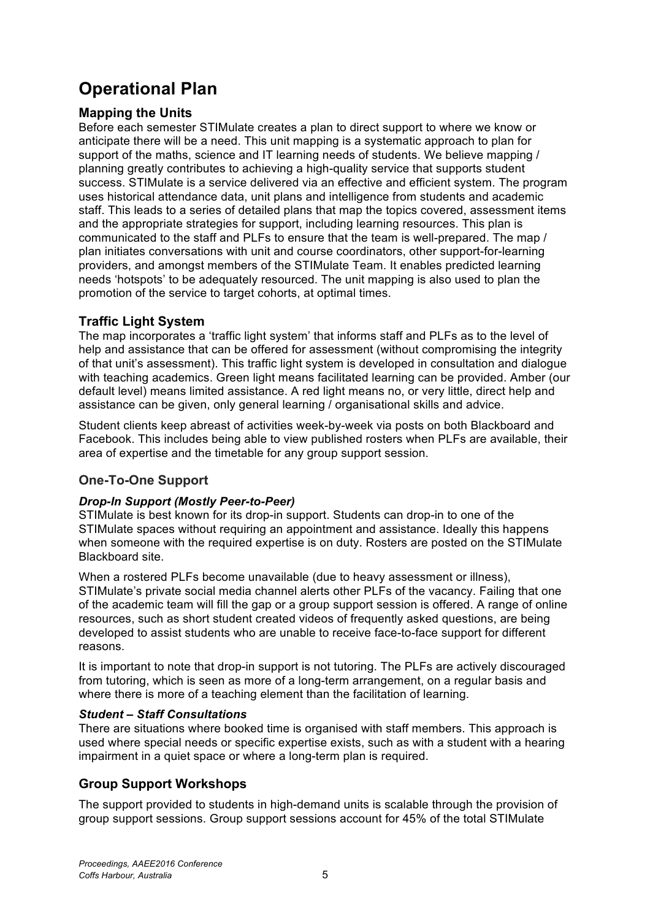# Operational Plan

## Mapping the Units

Before each semester STIMulate creates a plan to direct support to where we know or anticipate there will be a need. This unit mapping is a systematic approach to plan for support of the maths, science and IT learning needs of students. We believe mapping / planning greatly contributes to achieving a high-quality service that supports student success. STIMulate is a service delivered via an effective and efficient system. The program uses historical attendance data, unit plans and intelligence from students and academic staff. This leads to a series of detailed plans that map the topics covered, assessment items and the appropriate strategies for support, including learning resources. This plan is communicated to the staff and PLFs to ensure that the team is well-prepared. The map / plan initiates conversations with unit and course coordinators, other support-for-learning providers, and amongst members of the STIMulate Team. It enables predicted learning needs 'hotspots' to be adequately resourced. The unit mapping is also used to plan the promotion of the service to target cohorts, at optimal times.

## Traffic Light System

The map incorporates a 'traffic light system' that informs staff and PLFs as to the level of help and assistance that can be offered for assessment (without compromising the integrity of that unit's assessment). This traffic light system is developed in consultation and dialogue with teaching academics. Green light means facilitated learning can be provided. Amber (our default level) means limited assistance. A red light means no, or very little, direct help and assistance can be given, only general learning / organisational skills and advice.

Student clients keep abreast of activities week-by-week via posts on both Blackboard and Facebook. This includes being able to view published rosters when PLFs are available, their area of expertise and the timetable for any group support session.

## One-To-One Support

### *Drop-In Support (Mostly Peer-to-Peer)*

STIMulate is best known for its drop-in support. Students can drop-in to one of the STIMulate spaces without requiring an appointment and assistance. Ideally this happens when someone with the required expertise is on duty. Rosters are posted on the STIMulate Blackboard site.

When a rostered PLFs become unavailable (due to heavy assessment or illness), STIMulate's private social media channel alerts other PLFs of the vacancy. Failing that one of the academic team will fill the gap or a group support session is offered. A range of online resources, such as short student created videos of frequently asked questions, are being developed to assist students who are unable to receive face-to-face support for different reasons.

It is important to note that drop-in support is not tutoring. The PLFs are actively discouraged from tutoring, which is seen as more of a long-term arrangement, on a regular basis and where there is more of a teaching element than the facilitation of learning.

### *Student – Staff Consultations*

There are situations where booked time is organised with staff members. This approach is used where special needs or specific expertise exists, such as with a student with a hearing impairment in a quiet space or where a long-term plan is required.

## Group Support Workshops

The support provided to students in high-demand units is scalable through the provision of group support sessions. Group support sessions account for 45% of the total STIMulate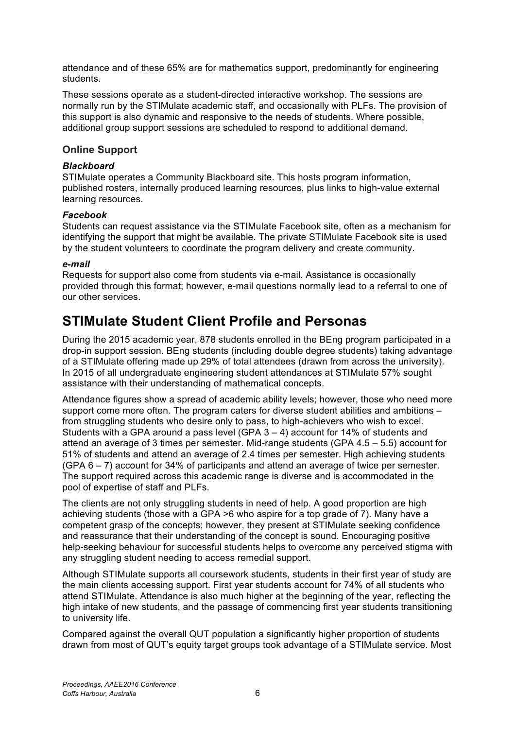attendance and of these 65% are for mathematics support, predominantly for engineering students.

These sessions operate as a student-directed interactive workshop. The sessions are normally run by the STIMulate academic staff, and occasionally with PLFs. The provision of this support is also dynamic and responsive to the needs of students. Where possible, additional group support sessions are scheduled to respond to additional demand.

### Online Support

#### *Blackboard*

STIMulate operates a Community Blackboard site. This hosts program information, published rosters, internally produced learning resources, plus links to high-value external learning resources.

#### *Facebook*

Students can request assistance via the STIMulate Facebook site, often as a mechanism for identifying the support that might be available. The private STIMulate Facebook site is used by the student volunteers to coordinate the program delivery and create community.

#### *e-mail*

Requests for support also come from students via e-mail. Assistance is occasionally provided through this format; however, e-mail questions normally lead to a referral to one of our other services.

## STIMulate Student Client Profile and Personas

During the 2015 academic year, 878 students enrolled in the BEng program participated in a drop-in support session. BEng students (including double degree students) taking advantage of a STIMulate offering made up 29% of total attendees (drawn from across the university). In 2015 of all undergraduate engineering student attendances at STIMulate 57% sought assistance with their understanding of mathematical concepts.

Attendance figures show a spread of academic ability levels; however, those who need more support come more often. The program caters for diverse student abilities and ambitions – from struggling students who desire only to pass, to high-achievers who wish to excel. Students with a GPA around a pass level (GPA 3 – 4) account for 14% of students and attend an average of 3 times per semester. Mid-range students (GPA 4.5 – 5.5) account for 51% of students and attend an average of 2.4 times per semester. High achieving students (GPA 6 – 7) account for 34% of participants and attend an average of twice per semester. The support required across this academic range is diverse and is accommodated in the pool of expertise of staff and PLFs.

The clients are not only struggling students in need of help. A good proportion are high achieving students (those with a GPA >6 who aspire for a top grade of 7). Many have a competent grasp of the concepts; however, they present at STIMulate seeking confidence and reassurance that their understanding of the concept is sound. Encouraging positive help-seeking behaviour for successful students helps to overcome any perceived stigma with any struggling student needing to access remedial support.

Although STIMulate supports all coursework students, students in their first year of study are the main clients accessing support. First year students account for 74% of all students who attend STIMulate. Attendance is also much higher at the beginning of the year, reflecting the high intake of new students, and the passage of commencing first year students transitioning to university life.

Compared against the overall QUT population a significantly higher proportion of students drawn from most of QUT's equity target groups took advantage of a STIMulate service. Most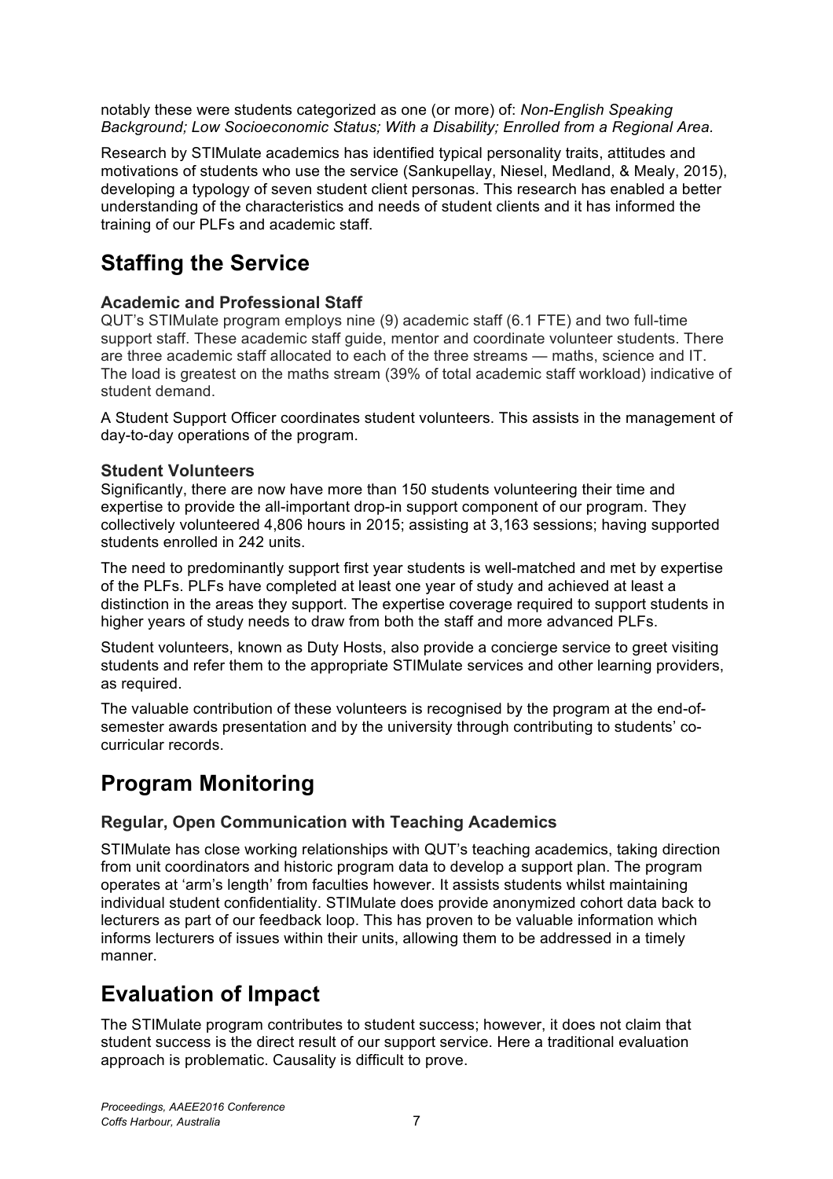notably these were students categorized as one (or more) of: *Non-English Speaking Background; Low Socioeconomic Status; With a Disability; Enrolled from a Regional Area.*

Research by STIMulate academics has identified typical personality traits, attitudes and motivations of students who use the service (Sankupellay, Niesel, Medland, & Mealy, 2015), developing a typology of seven student client personas. This research has enabled a better understanding of the characteristics and needs of student clients and it has informed the training of our PLFs and academic staff.

# Staffing the Service

### Academic and Professional Staff

QUT's STIMulate program employs nine (9) academic staff (6.1 FTE) and two full-time support staff. These academic staff guide, mentor and coordinate volunteer students. There are three academic staff allocated to each of the three streams — maths, science and IT. The load is greatest on the maths stream (39% of total academic staff workload) indicative of student demand.

A Student Support Officer coordinates student volunteers. This assists in the management of day-to-day operations of the program.

### Student Volunteers

Significantly, there are now have more than 150 students volunteering their time and expertise to provide the all-important drop-in support component of our program. They collectively volunteered 4,806 hours in 2015; assisting at 3,163 sessions; having supported students enrolled in 242 units.

The need to predominantly support first year students is well-matched and met by expertise of the PLFs. PLFs have completed at least one year of study and achieved at least a distinction in the areas they support. The expertise coverage required to support students in higher years of study needs to draw from both the staff and more advanced PLFs.

Student volunteers, known as Duty Hosts, also provide a concierge service to greet visiting students and refer them to the appropriate STIMulate services and other learning providers, as required.

The valuable contribution of these volunteers is recognised by the program at the end-of-semester awards presentation and by the university through contributing to students' co-curricular records.

# Program Monitoring

### Regular, Open Communication with Teaching Academics

STIMulate has close working relationships with QUT's teaching academics, taking direction from unit coordinators and historic program data to develop a support plan. The program operates at 'arm's length' from faculties however. It assists students whilst maintaining individual student confidentiality. STIMulate does provide anonymized cohort data back to lecturers as part of our feedback loop. This has proven to be valuable information which informs lecturers of issues within their units, allowing them to be addressed in a timely manner.

# Evaluation of Impact

The STIMulate program contributes to student success; however, it does not claim that student success is the direct result of our support service. Here a traditional evaluation approach is problematic. Causality is difficult to prove.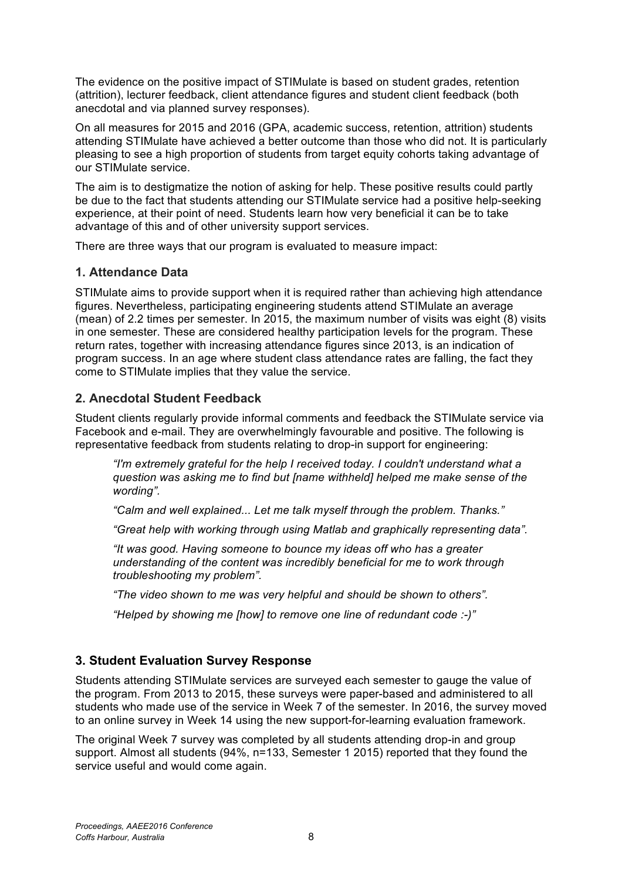The evidence on the positive impact of STIMulate is based on student grades, retention (attrition), lecturer feedback, client attendance figures and student client feedback (both anecdotal and via planned survey responses).

On all measures for 2015 and 2016 (GPA, academic success, retention, attrition) students attending STIMulate have achieved a better outcome than those who did not. It is particularly pleasing to see a high proportion of students from target equity cohorts taking advantage of our STIMulate service.

The aim is to destigmatize the notion of asking for help. These positive results could partly be due to the fact that students attending our STIMulate service had a positive help-seeking experience, at their point of need. Students learn how very beneficial it can be to take advantage of this and of other university support services.

There are three ways that our program is evaluated to measure impact:

### 1. Attendance Data

STIMulate aims to provide support when it is required rather than achieving high attendance figures. Nevertheless, participating engineering students attend STIMulate an average (mean) of 2.2 times per semester. In 2015, the maximum number of visits was eight (8) visits in one semester. These are considered healthy participation levels for the program. These return rates, together with increasing attendance figures since 2013, is an indication of program success. In an age where student class attendance rates are falling, the fact they come to STIMulate implies that they value the service.

### 2. Anecdotal Student Feedback

Student clients regularly provide informal comments and feedback the STIMulate service via Facebook and e-mail. They are overwhelmingly favourable and positive. The following is representative feedback from students relating to drop-in support for engineering:

> *"I'm extremely grateful for the help I received today. I couldn't understand what a question was asking me to find but [name withheld] helped me make sense of the wording".*
>
> *"Calm and well explained... Let me talk myself through the problem. Thanks."*
>
> *"Great help with working through using Matlab and graphically representing data".*
>
> *"It was good. Having someone to bounce my ideas off who has a greater understanding of the content was incredibly beneficial for me to work through troubleshooting my problem".*
>
> *"The video shown to me was very helpful and should be shown to others".*
>
> *"Helped by showing me [how] to remove one line of redundant code :-)"*

### 3. Student Evaluation Survey Response

Students attending STIMulate services are surveyed each semester to gauge the value of the program. From 2013 to 2015, these surveys were paper-based and administered to all students who made use of the service in Week 7 of the semester. In 2016, the survey moved to an online survey in Week 14 using the new support-for-learning evaluation framework.

The original Week 7 survey was completed by all students attending drop-in and group support. Almost all students (94%, n=133, Semester 1 2015) reported that they found the service useful and would come again.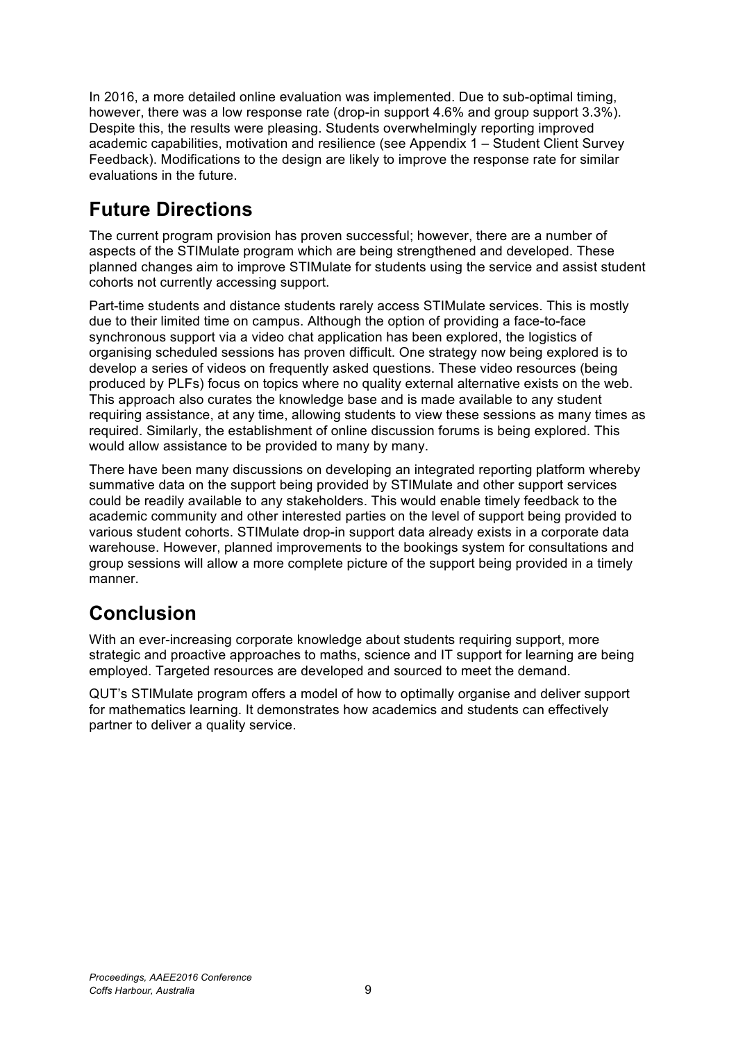In 2016, a more detailed online evaluation was implemented. Due to sub-optimal timing, however, there was a low response rate (drop-in support 4.6% and group support 3.3%). Despite this, the results were pleasing. Students overwhelmingly reporting improved academic capabilities, motivation and resilience (see Appendix 1 – Student Client Survey Feedback). Modifications to the design are likely to improve the response rate for similar evaluations in the future.

## Future Directions

The current program provision has proven successful; however, there are a number of aspects of the STIMulate program which are being strengthened and developed. These planned changes aim to improve STIMulate for students using the service and assist student cohorts not currently accessing support.

Part-time students and distance students rarely access STIMulate services. This is mostly due to their limited time on campus. Although the option of providing a face-to-face synchronous support via a video chat application has been explored, the logistics of organising scheduled sessions has proven difficult. One strategy now being explored is to develop a series of videos on frequently asked questions. These video resources (being produced by PLFs) focus on topics where no quality external alternative exists on the web. This approach also curates the knowledge base and is made available to any student requiring assistance, at any time, allowing students to view these sessions as many times as required. Similarly, the establishment of online discussion forums is being explored. This would allow assistance to be provided to many by many.

There have been many discussions on developing an integrated reporting platform whereby summative data on the support being provided by STIMulate and other support services could be readily available to any stakeholders. This would enable timely feedback to the academic community and other interested parties on the level of support being provided to various student cohorts. STIMulate drop-in support data already exists in a corporate data warehouse. However, planned improvements to the bookings system for consultations and group sessions will allow a more complete picture of the support being provided in a timely manner.

## Conclusion

With an ever-increasing corporate knowledge about students requiring support, more strategic and proactive approaches to maths, science and IT support for learning are being employed. Targeted resources are developed and sourced to meet the demand.

QUT's STIMulate program offers a model of how to optimally organise and deliver support for mathematics learning. It demonstrates how academics and students can effectively partner to deliver a quality service.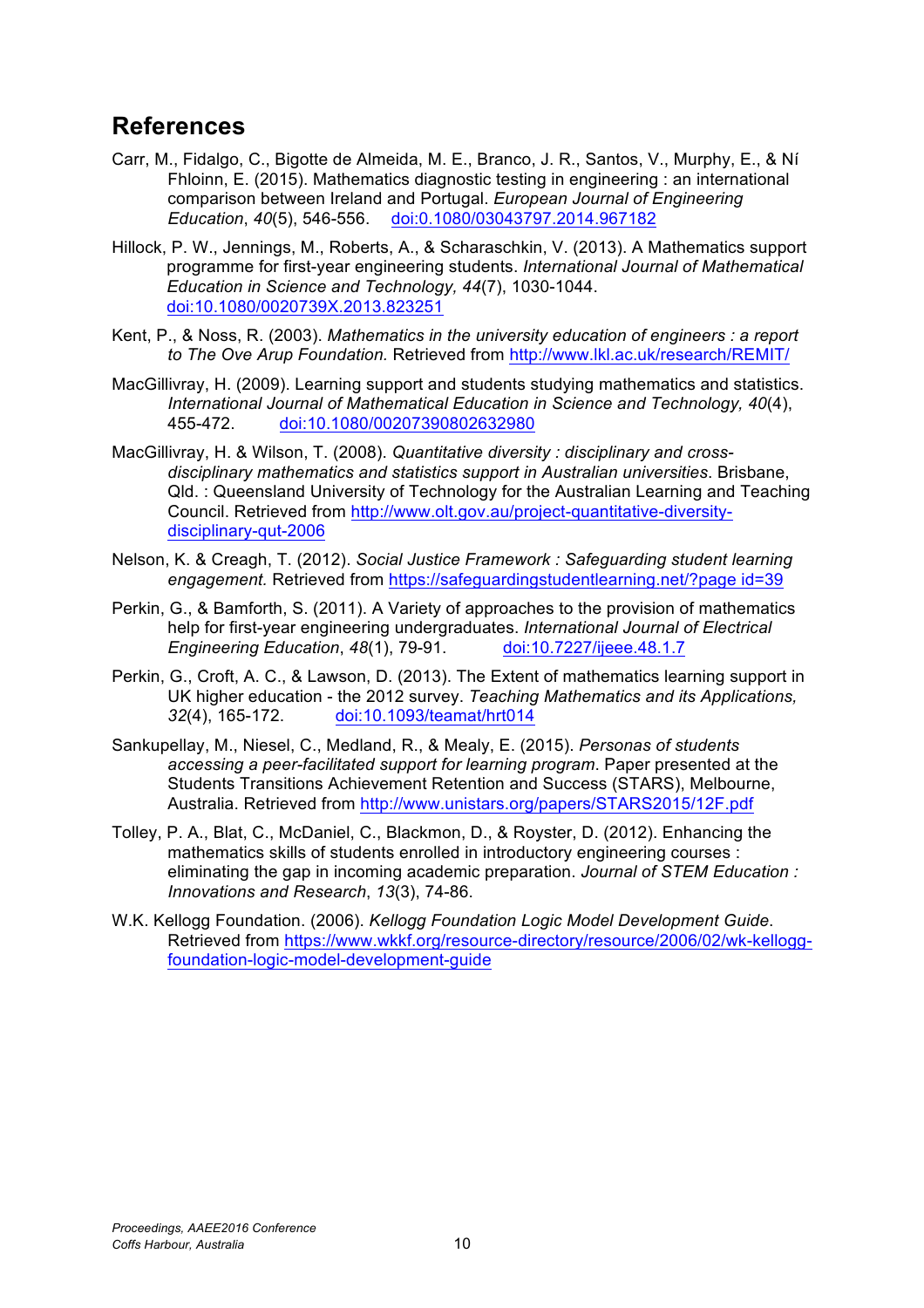## References

Carr, M., Fidalgo, C., Bigotte de Almeida, M. E., Branco, J. R., Santos, V., Murphy, E., & Ní Fhloinn, E. (2015). Mathematics diagnostic testing in engineering : an international comparison between Ireland and Portugal. *European Journal of Engineering Education*, *40*(5), 546-556. doi:0.1080/03043797.2014.967182

Hillock, P. W., Jennings, M., Roberts, A., & Scharaschkin, V. (2013). A Mathematics support programme for first-year engineering students. *International Journal of Mathematical Education in Science and Technology, 44*(7), 1030-1044. doi:10.1080/0020739X.2013.823251

Kent, P., & Noss, R. (2003). *Mathematics in the university education of engineers : a report to The Ove Arup Foundation.* Retrieved from http://www.lkl.ac.uk/research/REMIT/

MacGillivray, H. (2009). Learning support and students studying mathematics and statistics. *International Journal of Mathematical Education in Science and Technology, 40*(4), 455-472. doi:10.1080/00207390802632980

MacGillivray, H. & Wilson, T. (2008). *Quantitative diversity : disciplinary and cross-disciplinary mathematics and statistics support in Australian universities*. Brisbane, Qld. : Queensland University of Technology for the Australian Learning and Teaching Council. Retrieved from http://www.olt.gov.au/project-quantitative-diversity-disciplinary-qut-2006

Nelson, K. & Creagh, T. (2012). *Social Justice Framework : Safeguarding student learning engagement.* Retrieved from https://safeguardingstudentlearning.net/?page id=39

Perkin, G., & Bamforth, S. (2011). A Variety of approaches to the provision of mathematics help for first-year engineering undergraduates. *International Journal of Electrical Engineering Education*, *48*(1), 79-91. doi:10.7227/ijeee.48.1.7

Perkin, G., Croft, A. C., & Lawson, D. (2013). The Extent of mathematics learning support in UK higher education - the 2012 survey. *Teaching Mathematics and its Applications, 32*(4), 165-172. doi:10.1093/teamat/hrt014

Sankupellay, M., Niesel, C., Medland, R., & Mealy, E. (2015). *Personas of students accessing a peer-facilitated support for learning program*. Paper presented at the Students Transitions Achievement Retention and Success (STARS), Melbourne, Australia. Retrieved from http://www.unistars.org/papers/STARS2015/12F.pdf

Tolley, P. A., Blat, C., McDaniel, C., Blackmon, D., & Royster, D. (2012). Enhancing the mathematics skills of students enrolled in introductory engineering courses : eliminating the gap in incoming academic preparation. *Journal of STEM Education : Innovations and Research*, *13*(3), 74-86.

W.K. Kellogg Foundation. (2006). *Kellogg Foundation Logic Model Development Guide*. Retrieved from https://www.wkkf.org/resource-directory/resource/2006/02/wk-kellogg-foundation-logic-model-development-guide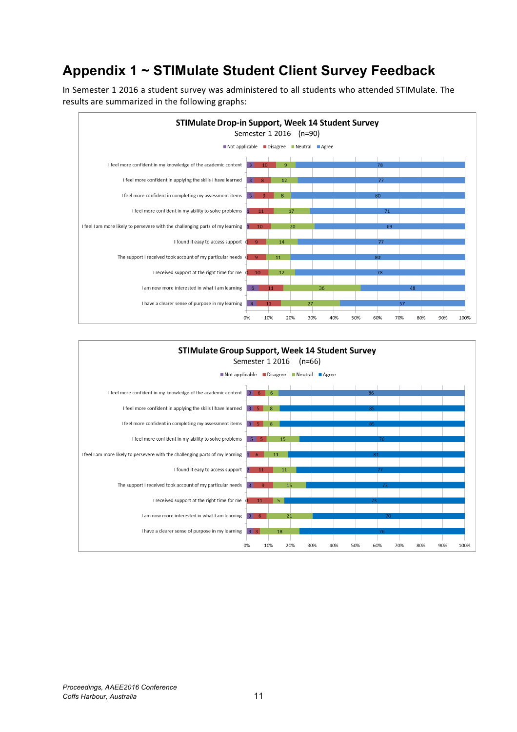# Appendix 1 ~ STIMulate Student Client Survey Feedback

In Semester 1 2016 a student survey was administered to all students who attended STIMulate. The results are summarized in the following graphs:

**STIMulate Drop-in Support, Week 14 Student Survey**
Semester 1 2016 (n=90)

| Statement | Not applicable | Disagree | Neutral | Agree |
|---|---|---|---|---|
| I feel more confident in my knowledge of the academic content | 3 | 10 | 9 | 78 |
| I feel more confident in applying the skills I have learned | 3 | 8 | 12 | 77 |
| I feel more confident in completing my assessment items | 3 | 9 | 8 | 80 |
| I feel more confident in my ability to solve problems | 1 | 11 | 17 | 71 |
| I feel I am more likely to persevere with the challenging parts of my learning | 1 | 10 | 20 | 69 |
| I found it easy to access support | 0 | 9 | 14 | 77 |
| The support I received took account of my particular needs | 0 | 9 | 11 | 80 |
| I received support at the right time for me | 0 | 10 | 12 | 78 |
| I am now more interested in what I am learning | 6 | 11 | 36 | 48 |
| I have a clearer sense of purpose in my learning | 4 | 11 | 27 | 57 |

**STIMulate Group Support, Week 14 Student Survey**
Semester 1 2016 (n=66)

| Statement | Not applicable | Disagree | Neutral | Agree |
|---|---|---|---|---|
| I feel more confident in my knowledge of the academic content | 3 | 6 | 6 | 86 |
| I feel more confident in applying the skills I have learned | 3 | 5 | 8 | 85 |
| I feel more confident in completing my assessment items | 3 | 5 | 8 | 85 |
| I feel more confident in my ability to solve problems | 5 | 5 | 15 | 76 |
| I feel I am more likely to persevere with the challenging parts of my learning | 2 | 6 | 11 | 81 |
| I found it easy to access support | 2 | 11 | 11 | 77 |
| The support I received took account of my particular needs | 3 | 9 | 15 | 73 |
| I received support at the right time for me | 0 | 11 | 5 | 73 |
| I am now more interested in what I am learning | 3 | 6 | 21 | 70 |
| I have a clearer sense of purpose in my learning | 3 | 3 | 18 | 76 |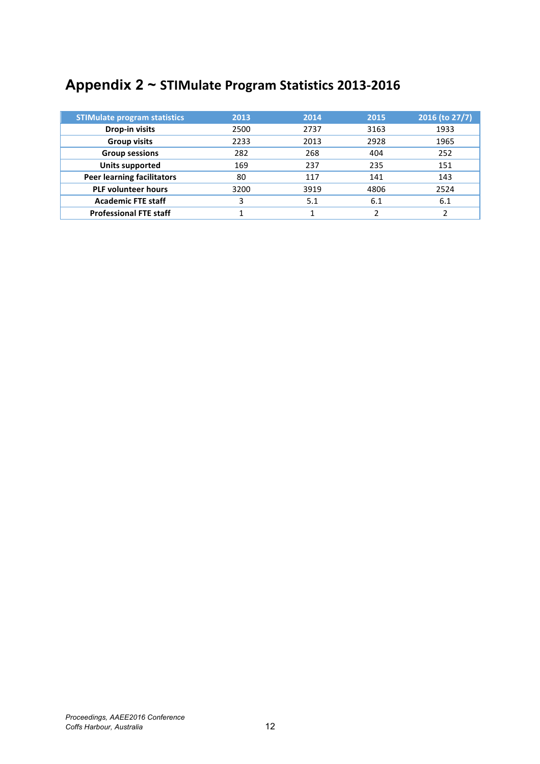# Appendix 2 ~ STIMulate Program Statistics 2013-2016

| STIMulate program statistics | 2013 | 2014 | 2015 | 2016 (to 27/7) |
|---|---|---|---|---|
| **Drop-in visits** | 2500 | 2737 | 3163 | 1933 |
| **Group visits** | 2233 | 2013 | 2928 | 1965 |
| **Group sessions** | 282 | 268 | 404 | 252 |
| **Units supported** | 169 | 237 | 235 | 151 |
| **Peer learning facilitators** | 80 | 117 | 141 | 143 |
| **PLF volunteer hours** | 3200 | 3919 | 4806 | 2524 |
| **Academic FTE staff** | 3 | 5.1 | 6.1 | 6.1 |
| **Professional FTE staff** | 1 | 1 | 2 | 2 |